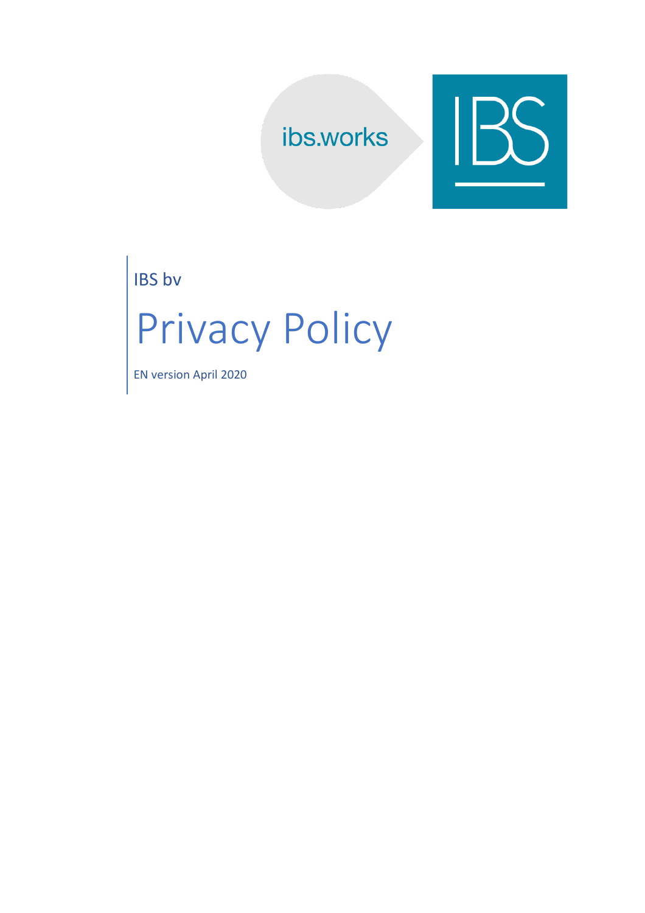ibs.works

IBS

IBS bv

# Privacy Policy

EN version April 2020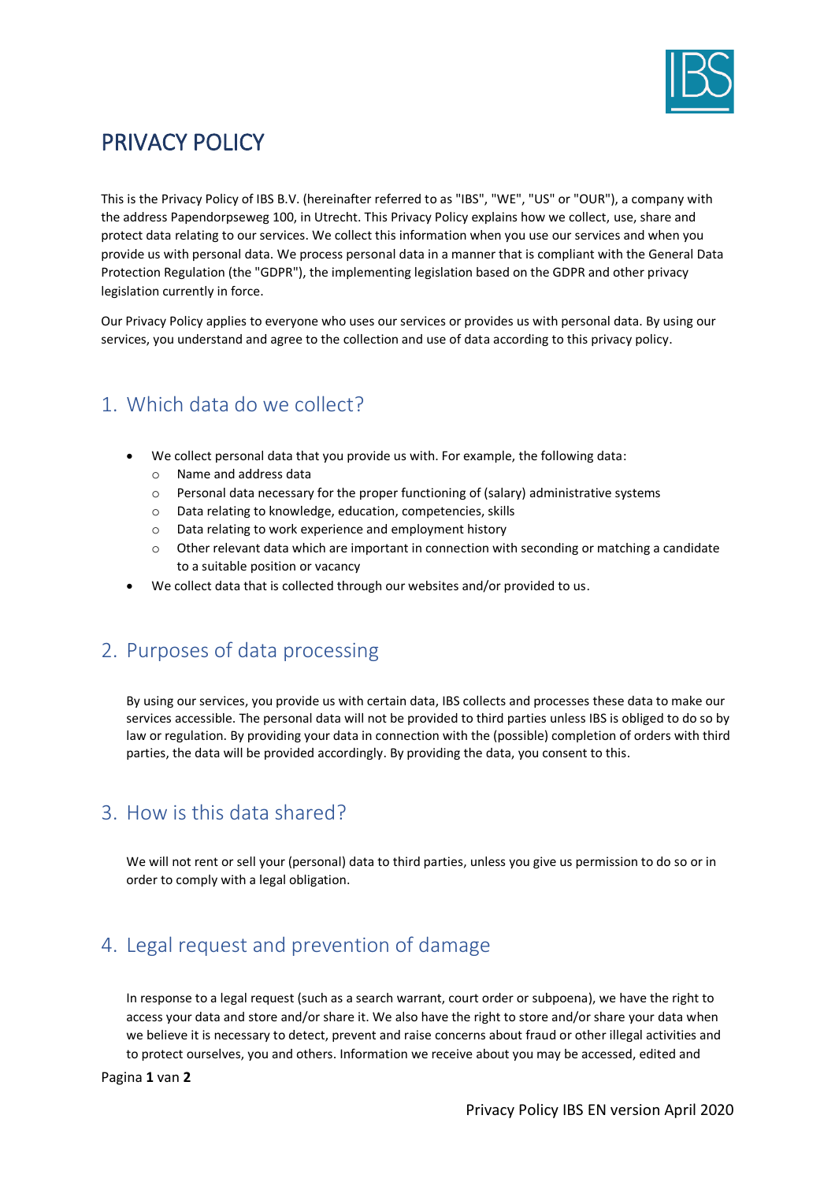# PRIVACY POLICY

This is the Privacy Policy of IBS B.V. (hereinafter referred to as "IBS", "WE", "US" or "OUR"), a company with the address Papendorpseweg 100, in Utrecht. This Privacy Policy explains how we collect, use, share and protect data relating to our services. We collect this information when you use our services and when you provide us with personal data. We process personal data in a manner that is compliant with the General Data Protection Regulation (the "GDPR"), the implementing legislation based on the GDPR and other privacy legislation currently in force.

Our Privacy Policy applies to everyone who uses our services or provides us with personal data. By using our services, you understand and agree to the collection and use of data according to this privacy policy.

## 1. Which data do we collect?

- We collect personal data that you provide us with. For example, the following data:
  - Name and address data
  - Personal data necessary for the proper functioning of (salary) administrative systems
  - Data relating to knowledge, education, competencies, skills
  - Data relating to work experience and employment history
  - Other relevant data which are important in connection with seconding or matching a candidate to a suitable position or vacancy
- We collect data that is collected through our websites and/or provided to us.

## 2. Purposes of data processing

By using our services, you provide us with certain data, IBS collects and processes these data to make our services accessible. The personal data will not be provided to third parties unless IBS is obliged to do so by law or regulation. By providing your data in connection with the (possible) completion of orders with third parties, the data will be provided accordingly. By providing the data, you consent to this.

## 3. How is this data shared?

We will not rent or sell your (personal) data to third parties, unless you give us permission to do so or in order to comply with a legal obligation.

## 4. Legal request and prevention of damage

In response to a legal request (such as a search warrant, court order or subpoena), we have the right to access your data and store and/or share it. We also have the right to store and/or share your data when we believe it is necessary to detect, prevent and raise concerns about fraud or other illegal activities and to protect ourselves, you and others. Information we receive about you may be accessed, edited and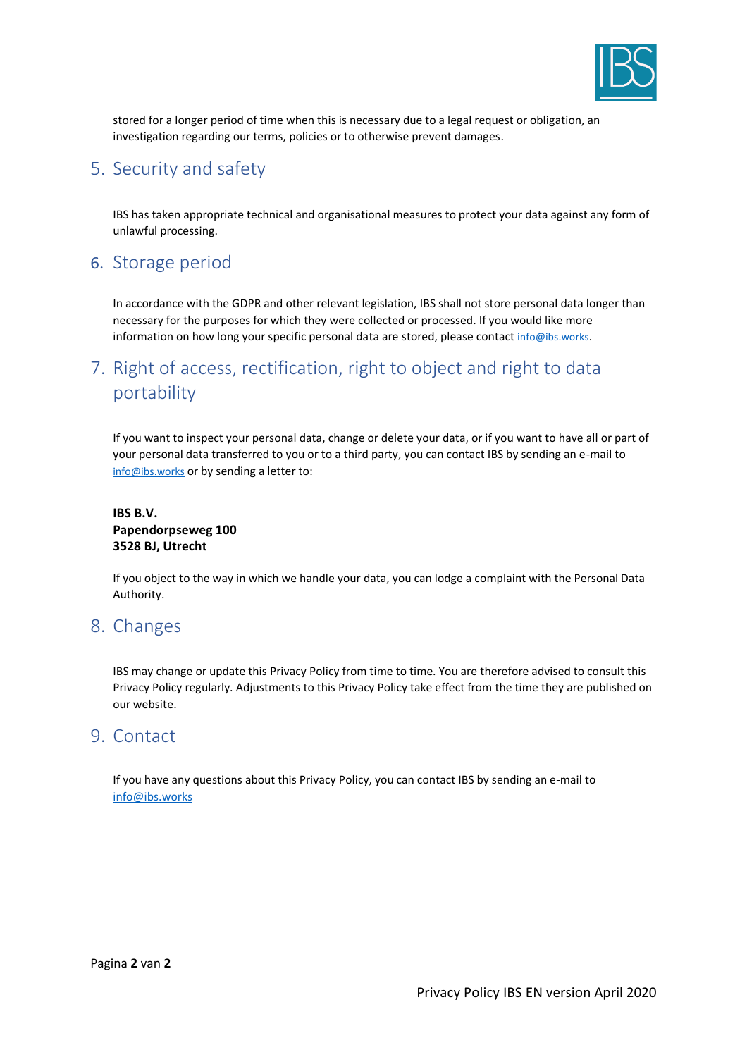stored for a longer period of time when this is necessary due to a legal request or obligation, an investigation regarding our terms, policies or to otherwise prevent damages.

## 5. Security and safety

IBS has taken appropriate technical and organisational measures to protect your data against any form of unlawful processing.

## 6. Storage period

In accordance with the GDPR and other relevant legislation, IBS shall not store personal data longer than necessary for the purposes for which they were collected or processed. If you would like more information on how long your specific personal data are stored, please contact info@ibs.works.

## 7. Right of access, rectification, right to object and right to data portability

If you want to inspect your personal data, change or delete your data, or if you want to have all or part of your personal data transferred to you or to a third party, you can contact IBS by sending an e-mail to info@ibs.works or by sending a letter to:

**IBS B.V.**
**Papendorpseweg 100**
**3528 BJ, Utrecht**

If you object to the way in which we handle your data, you can lodge a complaint with the Personal Data Authority.

## 8. Changes

IBS may change or update this Privacy Policy from time to time. You are therefore advised to consult this Privacy Policy regularly. Adjustments to this Privacy Policy take effect from the time they are published on our website.

## 9. Contact

If you have any questions about this Privacy Policy, you can contact IBS by sending an e-mail to info@ibs.works